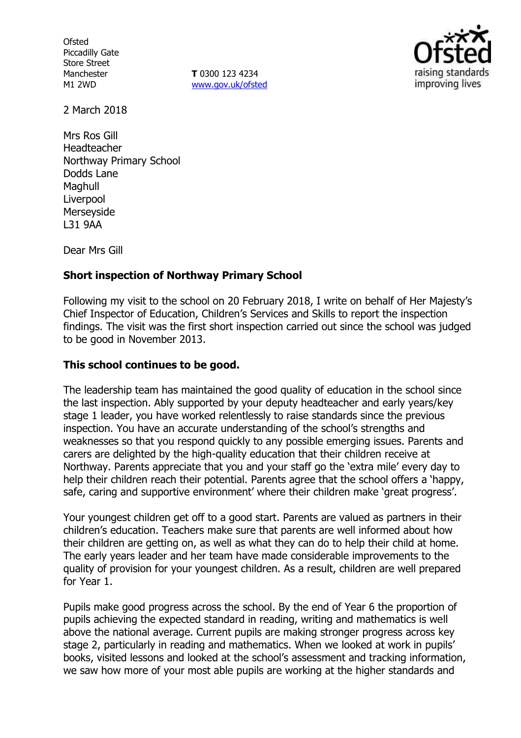Ofsted
Piccadilly Gate
Store Street
Manchester
M1 2WD

**T** 0300 123 4234
www.gov.uk/ofsted

2 March 2018

Mrs Ros Gill
Headteacher
Northway Primary School
Dodds Lane
Maghull
Liverpool
Merseyside
L31 9AA

Dear Mrs Gill

**Short inspection of Northway Primary School**

Following my visit to the school on 20 February 2018, I write on behalf of Her Majesty's Chief Inspector of Education, Children's Services and Skills to report the inspection findings. The visit was the first short inspection carried out since the school was judged to be good in November 2013.

**This school continues to be good.**

The leadership team has maintained the good quality of education in the school since the last inspection. Ably supported by your deputy headteacher and early years/key stage 1 leader, you have worked relentlessly to raise standards since the previous inspection. You have an accurate understanding of the school's strengths and weaknesses so that you respond quickly to any possible emerging issues. Parents and carers are delighted by the high-quality education that their children receive at Northway. Parents appreciate that you and your staff go the 'extra mile' every day to help their children reach their potential. Parents agree that the school offers a 'happy, safe, caring and supportive environment' where their children make 'great progress'.

Your youngest children get off to a good start. Parents are valued as partners in their children's education. Teachers make sure that parents are well informed about how their children are getting on, as well as what they can do to help their child at home. The early years leader and her team have made considerable improvements to the quality of provision for your youngest children. As a result, children are well prepared for Year 1.

Pupils make good progress across the school. By the end of Year 6 the proportion of pupils achieving the expected standard in reading, writing and mathematics is well above the national average. Current pupils are making stronger progress across key stage 2, particularly in reading and mathematics. When we looked at work in pupils' books, visited lessons and looked at the school's assessment and tracking information, we saw how more of your most able pupils are working at the higher standards and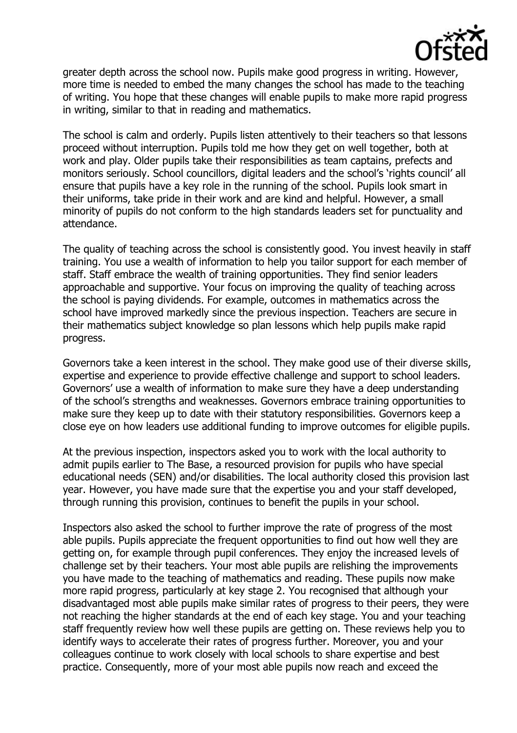greater depth across the school now. Pupils make good progress in writing. However, more time is needed to embed the many changes the school has made to the teaching of writing. You hope that these changes will enable pupils to make more rapid progress in writing, similar to that in reading and mathematics.

The school is calm and orderly. Pupils listen attentively to their teachers so that lessons proceed without interruption. Pupils told me how they get on well together, both at work and play. Older pupils take their responsibilities as team captains, prefects and monitors seriously. School councillors, digital leaders and the school's 'rights council' all ensure that pupils have a key role in the running of the school. Pupils look smart in their uniforms, take pride in their work and are kind and helpful. However, a small minority of pupils do not conform to the high standards leaders set for punctuality and attendance.

The quality of teaching across the school is consistently good. You invest heavily in staff training. You use a wealth of information to help you tailor support for each member of staff. Staff embrace the wealth of training opportunities. They find senior leaders approachable and supportive. Your focus on improving the quality of teaching across the school is paying dividends. For example, outcomes in mathematics across the school have improved markedly since the previous inspection. Teachers are secure in their mathematics subject knowledge so plan lessons which help pupils make rapid progress.

Governors take a keen interest in the school. They make good use of their diverse skills, expertise and experience to provide effective challenge and support to school leaders. Governors' use a wealth of information to make sure they have a deep understanding of the school's strengths and weaknesses. Governors embrace training opportunities to make sure they keep up to date with their statutory responsibilities. Governors keep a close eye on how leaders use additional funding to improve outcomes for eligible pupils.

At the previous inspection, inspectors asked you to work with the local authority to admit pupils earlier to The Base, a resourced provision for pupils who have special educational needs (SEN) and/or disabilities. The local authority closed this provision last year. However, you have made sure that the expertise you and your staff developed, through running this provision, continues to benefit the pupils in your school.

Inspectors also asked the school to further improve the rate of progress of the most able pupils. Pupils appreciate the frequent opportunities to find out how well they are getting on, for example through pupil conferences. They enjoy the increased levels of challenge set by their teachers. Your most able pupils are relishing the improvements you have made to the teaching of mathematics and reading. These pupils now make more rapid progress, particularly at key stage 2. You recognised that although your disadvantaged most able pupils make similar rates of progress to their peers, they were not reaching the higher standards at the end of each key stage. You and your teaching staff frequently review how well these pupils are getting on. These reviews help you to identify ways to accelerate their rates of progress further. Moreover, you and your colleagues continue to work closely with local schools to share expertise and best practice. Consequently, more of your most able pupils now reach and exceed the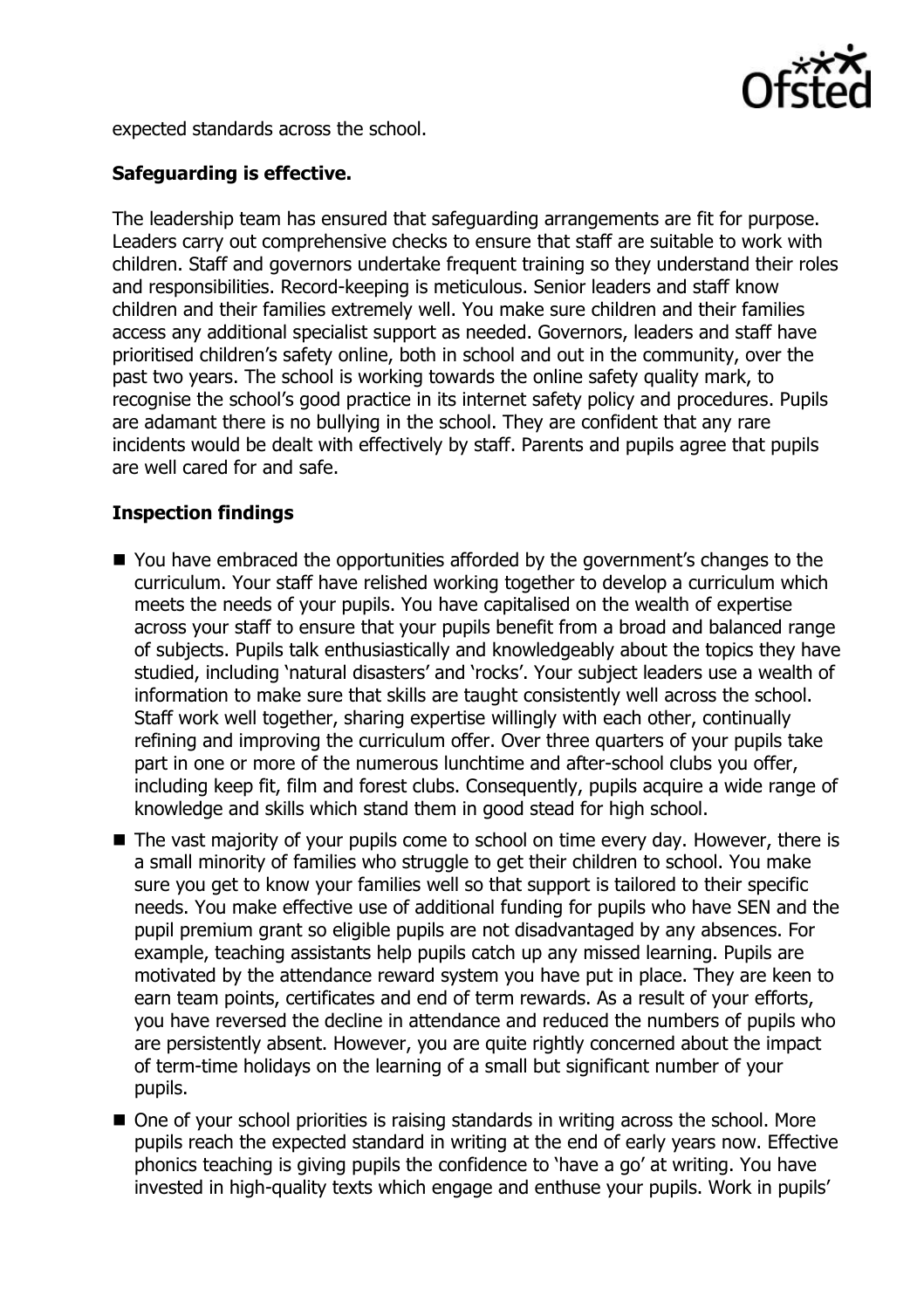expected standards across the school.

**Safeguarding is effective.**

The leadership team has ensured that safeguarding arrangements are fit for purpose. Leaders carry out comprehensive checks to ensure that staff are suitable to work with children. Staff and governors undertake frequent training so they understand their roles and responsibilities. Record-keeping is meticulous. Senior leaders and staff know children and their families extremely well. You make sure children and their families access any additional specialist support as needed. Governors, leaders and staff have prioritised children's safety online, both in school and out in the community, over the past two years. The school is working towards the online safety quality mark, to recognise the school's good practice in its internet safety policy and procedures. Pupils are adamant there is no bullying in the school. They are confident that any rare incidents would be dealt with effectively by staff. Parents and pupils agree that pupils are well cared for and safe.

**Inspection findings**

- You have embraced the opportunities afforded by the government's changes to the curriculum. Your staff have relished working together to develop a curriculum which meets the needs of your pupils. You have capitalised on the wealth of expertise across your staff to ensure that your pupils benefit from a broad and balanced range of subjects. Pupils talk enthusiastically and knowledgeably about the topics they have studied, including 'natural disasters' and 'rocks'. Your subject leaders use a wealth of information to make sure that skills are taught consistently well across the school. Staff work well together, sharing expertise willingly with each other, continually refining and improving the curriculum offer. Over three quarters of your pupils take part in one or more of the numerous lunchtime and after-school clubs you offer, including keep fit, film and forest clubs. Consequently, pupils acquire a wide range of knowledge and skills which stand them in good stead for high school.
- The vast majority of your pupils come to school on time every day. However, there is a small minority of families who struggle to get their children to school. You make sure you get to know your families well so that support is tailored to their specific needs. You make effective use of additional funding for pupils who have SEN and the pupil premium grant so eligible pupils are not disadvantaged by any absences. For example, teaching assistants help pupils catch up any missed learning. Pupils are motivated by the attendance reward system you have put in place. They are keen to earn team points, certificates and end of term rewards. As a result of your efforts, you have reversed the decline in attendance and reduced the numbers of pupils who are persistently absent. However, you are quite rightly concerned about the impact of term-time holidays on the learning of a small but significant number of your pupils.
- One of your school priorities is raising standards in writing across the school. More pupils reach the expected standard in writing at the end of early years now. Effective phonics teaching is giving pupils the confidence to 'have a go' at writing. You have invested in high-quality texts which engage and enthuse your pupils. Work in pupils'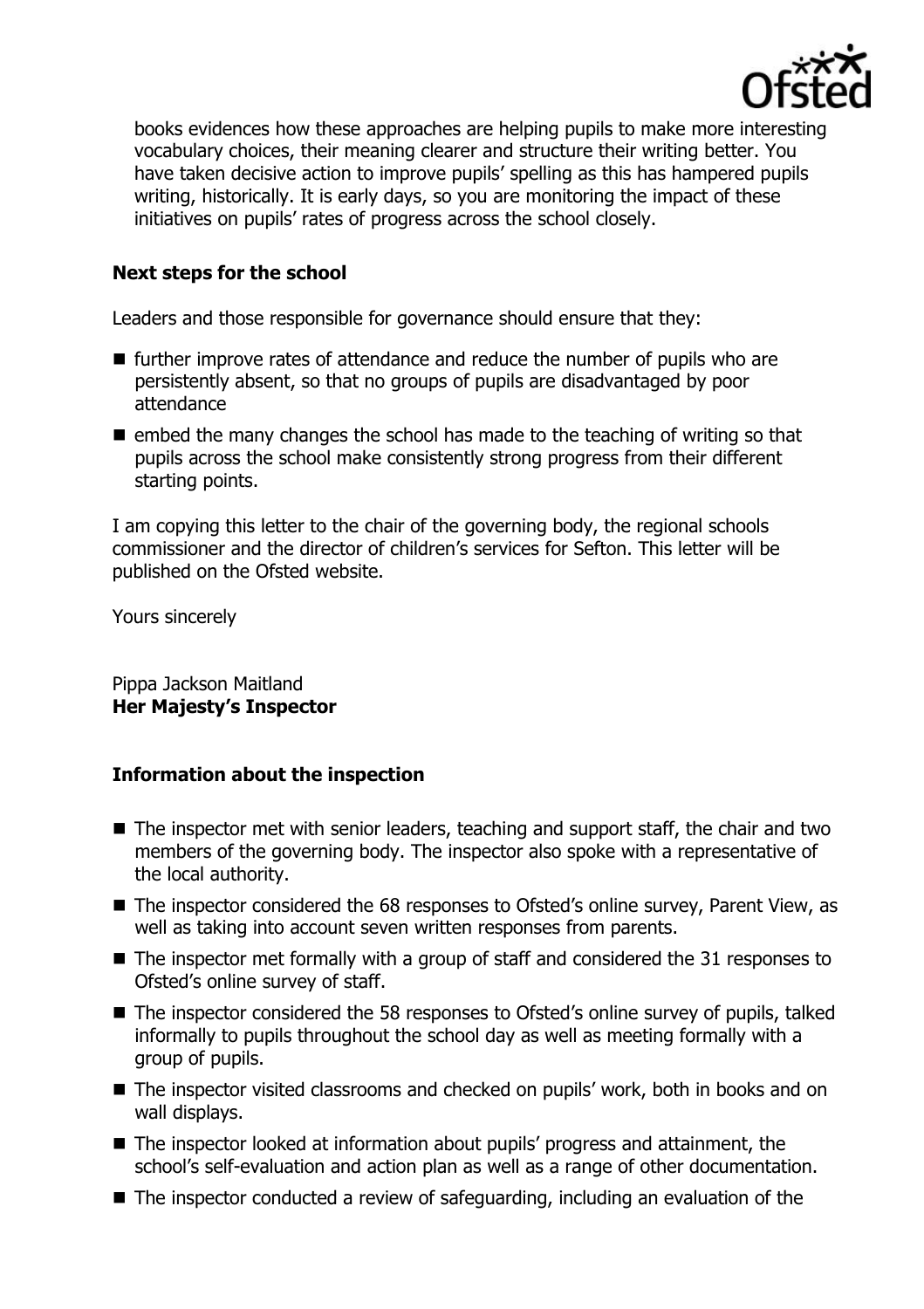books evidences how these approaches are helping pupils to make more interesting vocabulary choices, their meaning clearer and structure their writing better. You have taken decisive action to improve pupils' spelling as this has hampered pupils writing, historically. It is early days, so you are monitoring the impact of these initiatives on pupils' rates of progress across the school closely.

### Next steps for the school

Leaders and those responsible for governance should ensure that they:

- further improve rates of attendance and reduce the number of pupils who are persistently absent, so that no groups of pupils are disadvantaged by poor attendance
- embed the many changes the school has made to the teaching of writing so that pupils across the school make consistently strong progress from their different starting points.

I am copying this letter to the chair of the governing body, the regional schools commissioner and the director of children's services for Sefton. This letter will be published on the Ofsted website.

Yours sincerely

Pippa Jackson Maitland
**Her Majesty's Inspector**

### Information about the inspection

- The inspector met with senior leaders, teaching and support staff, the chair and two members of the governing body. The inspector also spoke with a representative of the local authority.
- The inspector considered the 68 responses to Ofsted's online survey, Parent View, as well as taking into account seven written responses from parents.
- The inspector met formally with a group of staff and considered the 31 responses to Ofsted's online survey of staff.
- The inspector considered the 58 responses to Ofsted's online survey of pupils, talked informally to pupils throughout the school day as well as meeting formally with a group of pupils.
- The inspector visited classrooms and checked on pupils' work, both in books and on wall displays.
- The inspector looked at information about pupils' progress and attainment, the school's self-evaluation and action plan as well as a range of other documentation.
- The inspector conducted a review of safeguarding, including an evaluation of the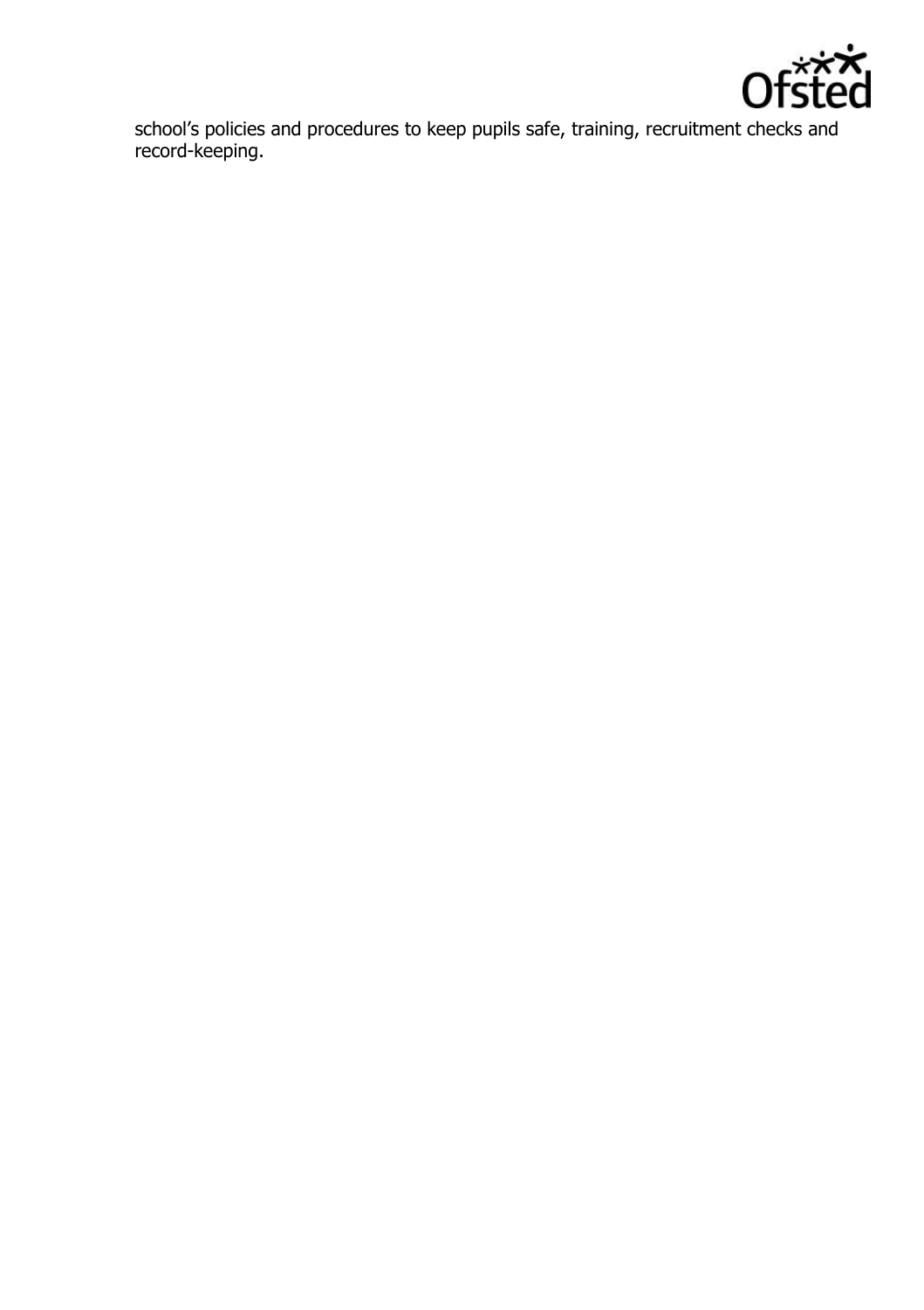school’s policies and procedures to keep pupils safe, training, recruitment checks and record-keeping.